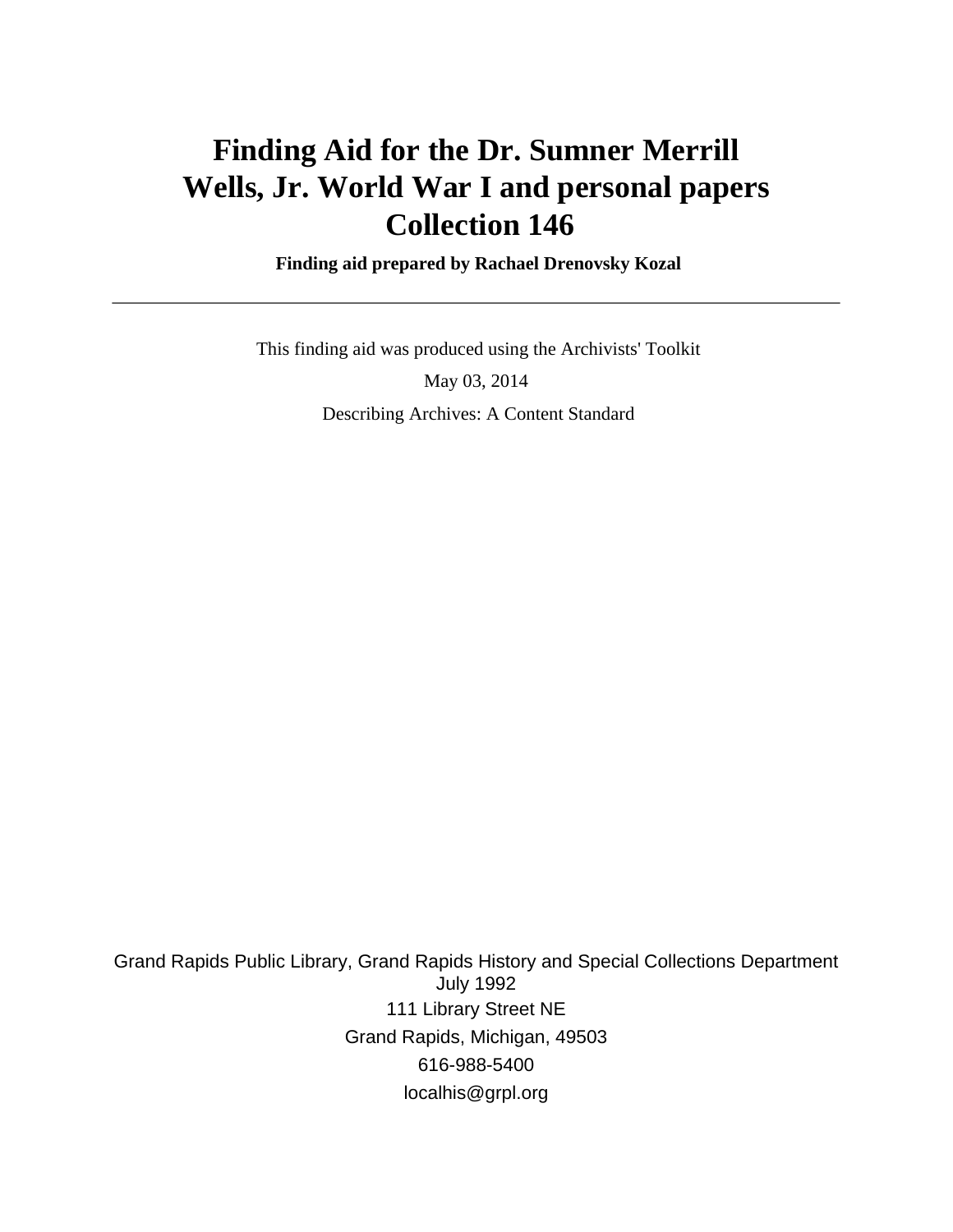# Finding Aid for the Dr. Sumner Merrill Wells, Jr. World War I and personal papers Collection 146

**Finding aid prepared by Rachael Drenovsky Kozal**

---

This finding aid was produced using the Archivists' Toolkit

May 03, 2014

Describing Archives: A Content Standard

Grand Rapids Public Library, Grand Rapids History and Special Collections Department
July 1992
111 Library Street NE
Grand Rapids, Michigan, 49503
616-988-5400
localhis@grpl.org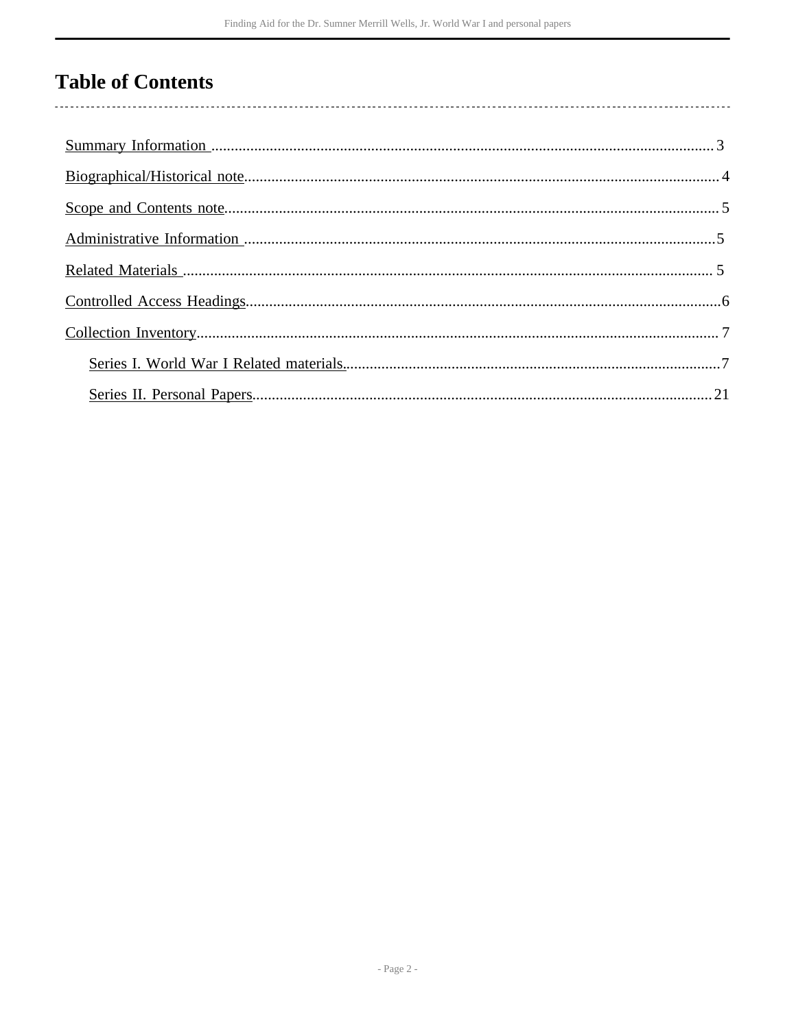# Table of Contents

Summary Information .................................................................................................................................3

Biographical/Historical note.........................................................................................................................4

Scope and Contents note..............................................................................................................................5

Administrative Information .........................................................................................................................5

Related Materials .........................................................................................................................................5

Controlled Access Headings.........................................................................................................................6

Collection Inventory.....................................................................................................................................7

- Series I. World War I Related materials.................................................................................................7
- Series II. Personal Papers.....................................................................................................................21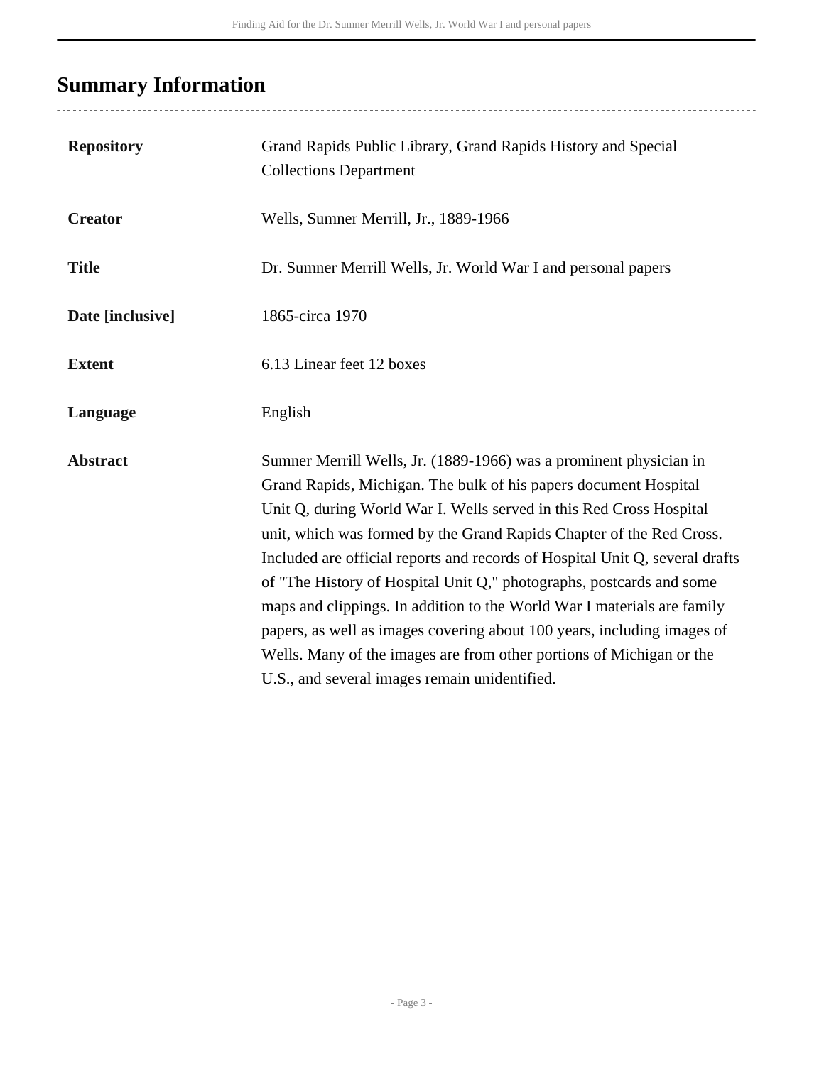## Summary Information

| | |
|---|---|
| **Repository** | Grand Rapids Public Library, Grand Rapids History and Special Collections Department |
| **Creator** | Wells, Sumner Merrill, Jr., 1889-1966 |
| **Title** | Dr. Sumner Merrill Wells, Jr. World War I and personal papers |
| **Date [inclusive]** | 1865-circa 1970 |
| **Extent** | 6.13 Linear feet 12 boxes |
| **Language** | English |
| **Abstract** | Sumner Merrill Wells, Jr. (1889-1966) was a prominent physician in Grand Rapids, Michigan. The bulk of his papers document Hospital Unit Q, during World War I. Wells served in this Red Cross Hospital unit, which was formed by the Grand Rapids Chapter of the Red Cross. Included are official reports and records of Hospital Unit Q, several drafts of "The History of Hospital Unit Q," photographs, postcards and some maps and clippings. In addition to the World War I materials are family papers, as well as images covering about 100 years, including images of Wells. Many of the images are from other portions of Michigan or the U.S., and several images remain unidentified. |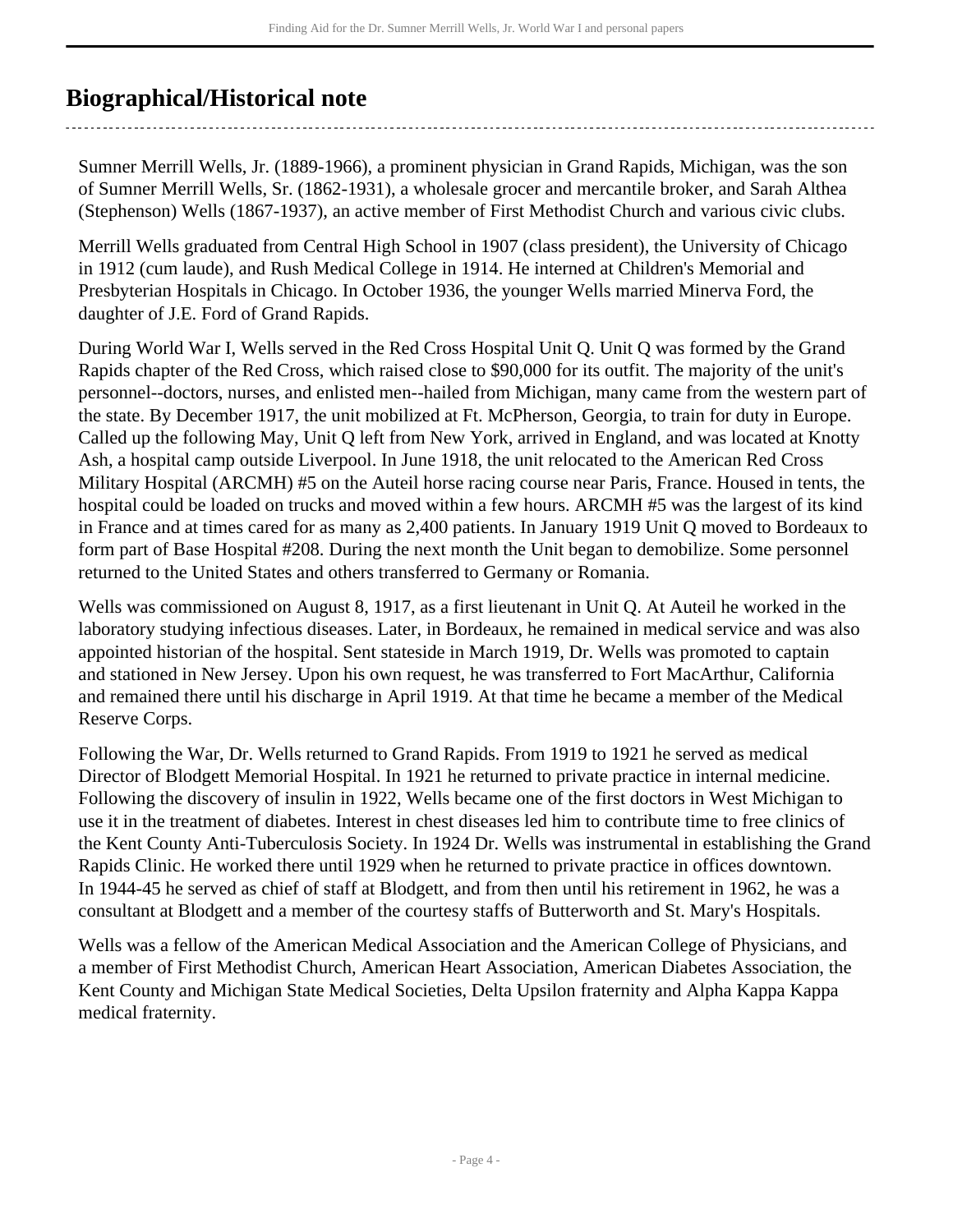## Biographical/Historical note

Sumner Merrill Wells, Jr. (1889-1966), a prominent physician in Grand Rapids, Michigan, was the son of Sumner Merrill Wells, Sr. (1862-1931), a wholesale grocer and mercantile broker, and Sarah Althea (Stephenson) Wells (1867-1937), an active member of First Methodist Church and various civic clubs.

Merrill Wells graduated from Central High School in 1907 (class president), the University of Chicago in 1912 (cum laude), and Rush Medical College in 1914. He interned at Children's Memorial and Presbyterian Hospitals in Chicago. In October 1936, the younger Wells married Minerva Ford, the daughter of J.E. Ford of Grand Rapids.

During World War I, Wells served in the Red Cross Hospital Unit Q. Unit Q was formed by the Grand Rapids chapter of the Red Cross, which raised close to $90,000 for its outfit. The majority of the unit's personnel--doctors, nurses, and enlisted men--hailed from Michigan, many came from the western part of the state. By December 1917, the unit mobilized at Ft. McPherson, Georgia, to train for duty in Europe. Called up the following May, Unit Q left from New York, arrived in England, and was located at Knotty Ash, a hospital camp outside Liverpool. In June 1918, the unit relocated to the American Red Cross Military Hospital (ARCMH) #5 on the Auteil horse racing course near Paris, France. Housed in tents, the hospital could be loaded on trucks and moved within a few hours. ARCMH #5 was the largest of its kind in France and at times cared for as many as 2,400 patients. In January 1919 Unit Q moved to Bordeaux to form part of Base Hospital #208. During the next month the Unit began to demobilize. Some personnel returned to the United States and others transferred to Germany or Romania.

Wells was commissioned on August 8, 1917, as a first lieutenant in Unit Q. At Auteil he worked in the laboratory studying infectious diseases. Later, in Bordeaux, he remained in medical service and was also appointed historian of the hospital. Sent stateside in March 1919, Dr. Wells was promoted to captain and stationed in New Jersey. Upon his own request, he was transferred to Fort MacArthur, California and remained there until his discharge in April 1919. At that time he became a member of the Medical Reserve Corps.

Following the War, Dr. Wells returned to Grand Rapids. From 1919 to 1921 he served as medical Director of Blodgett Memorial Hospital. In 1921 he returned to private practice in internal medicine. Following the discovery of insulin in 1922, Wells became one of the first doctors in West Michigan to use it in the treatment of diabetes. Interest in chest diseases led him to contribute time to free clinics of the Kent County Anti-Tuberculosis Society. In 1924 Dr. Wells was instrumental in establishing the Grand Rapids Clinic. He worked there until 1929 when he returned to private practice in offices downtown. In 1944-45 he served as chief of staff at Blodgett, and from then until his retirement in 1962, he was a consultant at Blodgett and a member of the courtesy staffs of Butterworth and St. Mary's Hospitals.

Wells was a fellow of the American Medical Association and the American College of Physicians, and a member of First Methodist Church, American Heart Association, American Diabetes Association, the Kent County and Michigan State Medical Societies, Delta Upsilon fraternity and Alpha Kappa Kappa medical fraternity.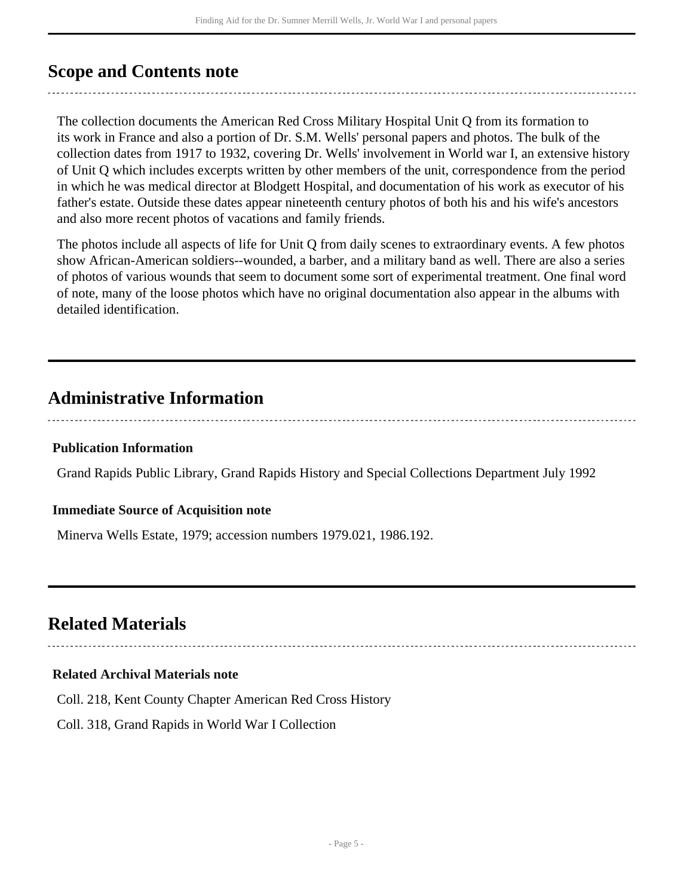## Scope and Contents note

The collection documents the American Red Cross Military Hospital Unit Q from its formation to its work in France and also a portion of Dr. S.M. Wells' personal papers and photos. The bulk of the collection dates from 1917 to 1932, covering Dr. Wells' involvement in World war I, an extensive history of Unit Q which includes excerpts written by other members of the unit, correspondence from the period in which he was medical director at Blodgett Hospital, and documentation of his work as executor of his father's estate. Outside these dates appear nineteenth century photos of both his and his wife's ancestors and also more recent photos of vacations and family friends.

The photos include all aspects of life for Unit Q from daily scenes to extraordinary events. A few photos show African-American soldiers--wounded, a barber, and a military band as well. There are also a series of photos of various wounds that seem to document some sort of experimental treatment. One final word of note, many of the loose photos which have no original documentation also appear in the albums with detailed identification.

## Administrative Information

**Publication Information**

Grand Rapids Public Library, Grand Rapids History and Special Collections Department July 1992

**Immediate Source of Acquisition note**

Minerva Wells Estate, 1979; accession numbers 1979.021, 1986.192.

## Related Materials

**Related Archival Materials note**

Coll. 218, Kent County Chapter American Red Cross History

Coll. 318, Grand Rapids in World War I Collection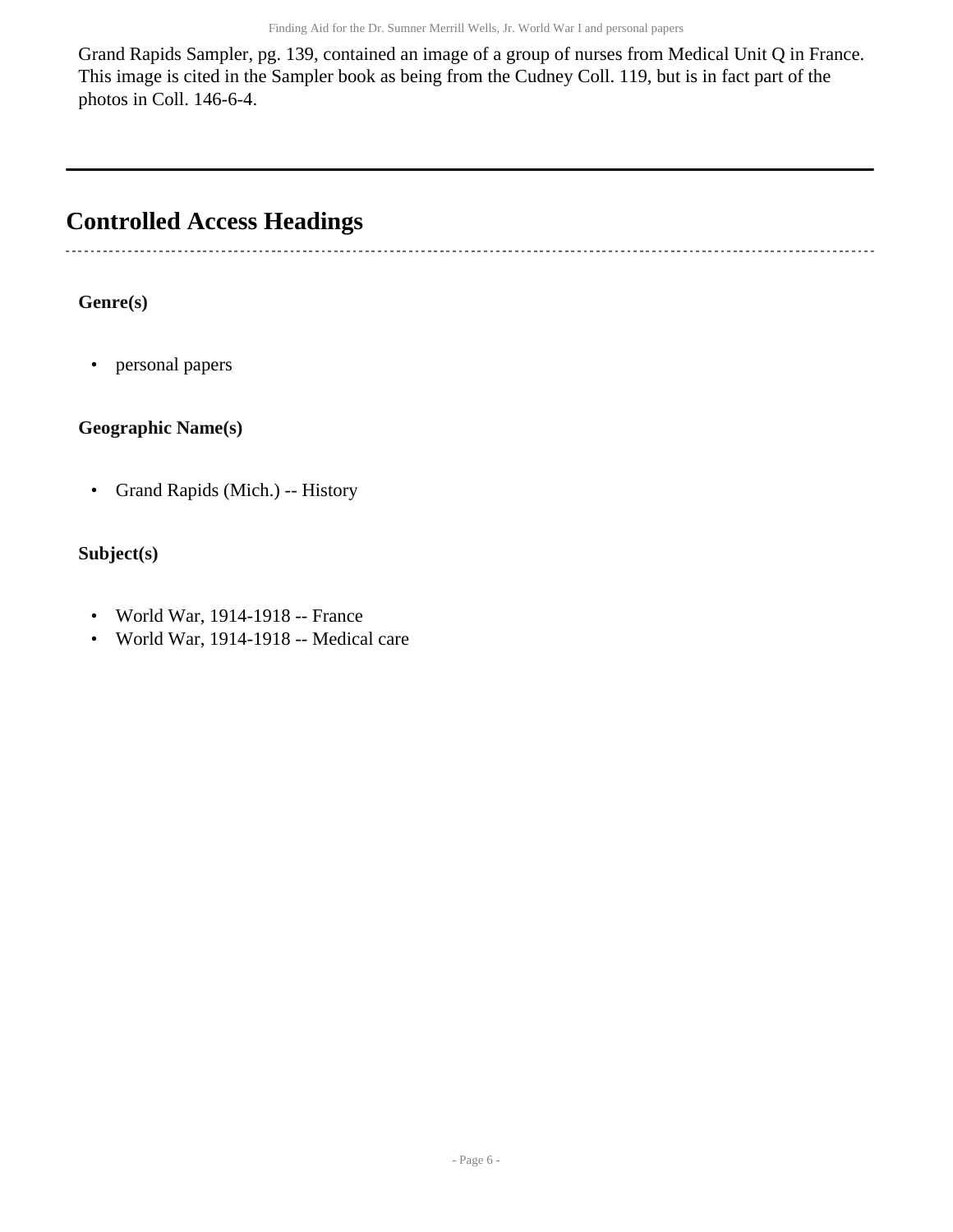Grand Rapids Sampler, pg. 139, contained an image of a group of nurses from Medical Unit Q in France. This image is cited in the Sampler book as being from the Cudney Coll. 119, but is in fact part of the photos in Coll. 146-6-4.

---

## Controlled Access Headings

**Genre(s)**

- personal papers

**Geographic Name(s)**

- Grand Rapids (Mich.) -- History

**Subject(s)**

- World War, 1914-1918 -- France
- World War, 1914-1918 -- Medical care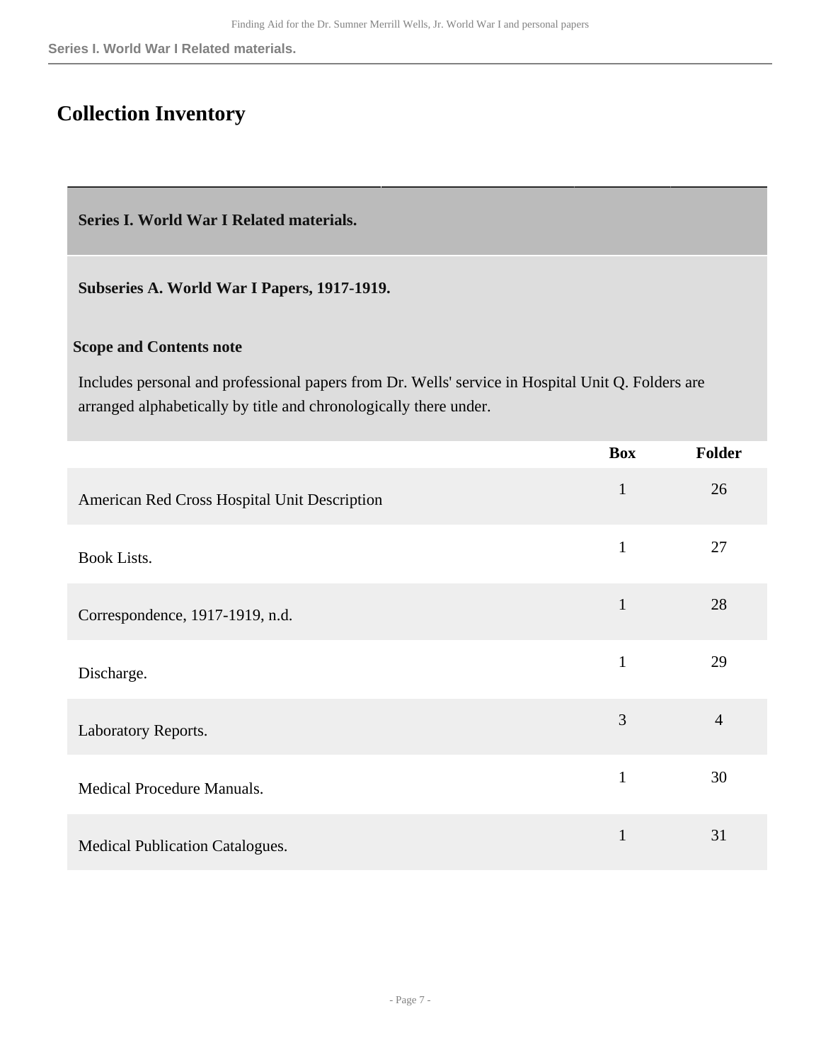# Collection Inventory

**Series I. World War I Related materials.**

**Subseries A. World War I Papers, 1917-1919.**

**Scope and Contents note**

Includes personal and professional papers from Dr. Wells' service in Hospital Unit Q. Folders are arranged alphabetically by title and chronologically there under.

| | Box | Folder |
|---|---|---|
| American Red Cross Hospital Unit Description | 1 | 26 |
| Book Lists. | 1 | 27 |
| Correspondence, 1917-1919, n.d. | 1 | 28 |
| Discharge. | 1 | 29 |
| Laboratory Reports. | 3 | 4 |
| Medical Procedure Manuals. | 1 | 30 |
| Medical Publication Catalogues. | 1 | 31 |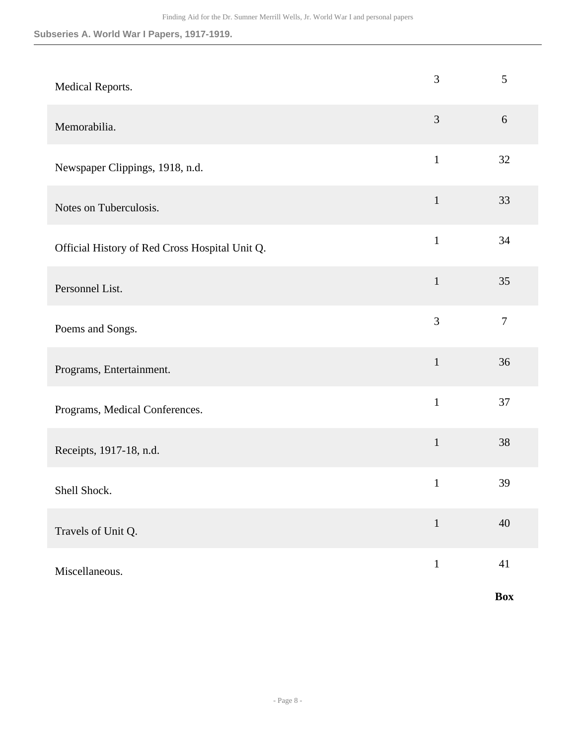**Subseries A. World War I Papers, 1917-1919.**

| | Box | Folder |
|---|---|---|
| Medical Reports. | 3 | 5 |
| Memorabilia. | 3 | 6 |
| Newspaper Clippings, 1918, n.d. | 1 | 32 |
| Notes on Tuberculosis. | 1 | 33 |
| Official History of Red Cross Hospital Unit Q. | 1 | 34 |
| Personnel List. | 1 | 35 |
| Poems and Songs. | 3 | 7 |
| Programs, Entertainment. | 1 | 36 |
| Programs, Medical Conferences. | 1 | 37 |
| Receipts, 1917-18, n.d. | 1 | 38 |
| Shell Shock. | 1 | 39 |
| Travels of Unit Q. | 1 | 40 |
| Miscellaneous. | 1 | 41 |

**Box**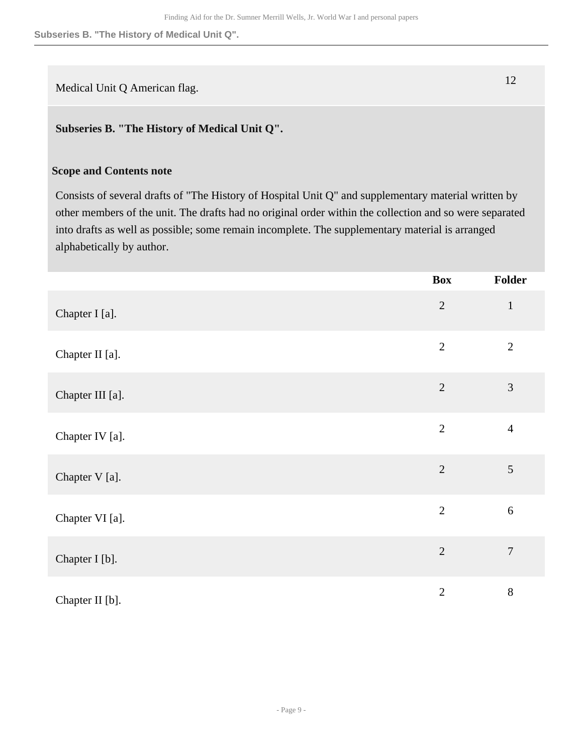| | | |
|---|---|---|
| Medical Unit Q American flag. | | 12 |

### Subseries B. "The History of Medical Unit Q".

**Scope and Contents note**

Consists of several drafts of "The History of Hospital Unit Q" and supplementary material written by other members of the unit. The drafts had no original order within the collection and so were separated into drafts as well as possible; some remain incomplete. The supplementary material is arranged alphabetically by author.

| | Box | Folder |
|---|---|---|
| Chapter I [a]. | 2 | 1 |
| Chapter II [a]. | 2 | 2 |
| Chapter III [a]. | 2 | 3 |
| Chapter IV [a]. | 2 | 4 |
| Chapter V [a]. | 2 | 5 |
| Chapter VI [a]. | 2 | 6 |
| Chapter I [b]. | 2 | 7 |
| Chapter II [b]. | 2 | 8 |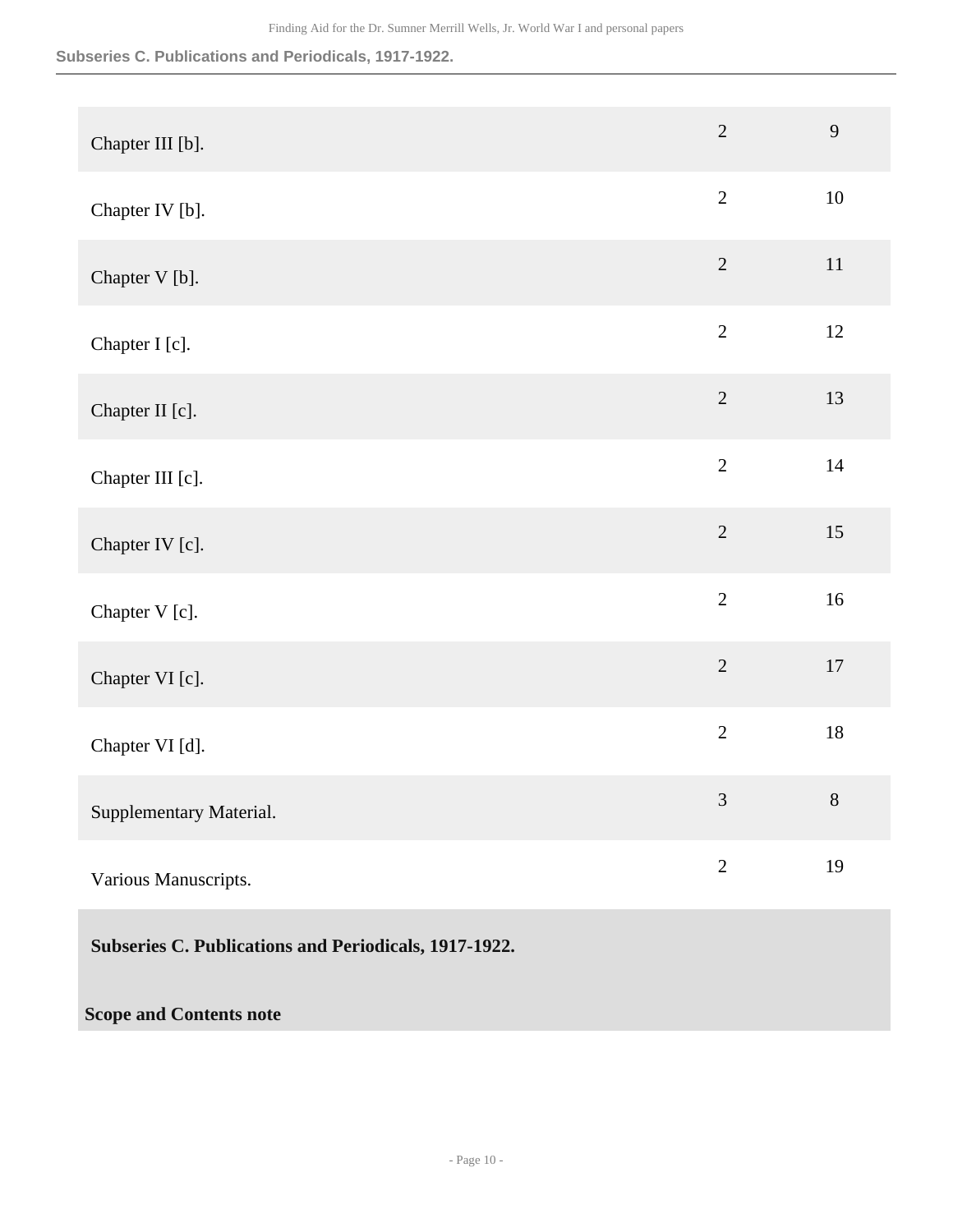| | | |
|---|---|---|
| Chapter III [b]. | 2 | 9 |
| Chapter IV [b]. | 2 | 10 |
| Chapter V [b]. | 2 | 11 |
| Chapter I [c]. | 2 | 12 |
| Chapter II [c]. | 2 | 13 |
| Chapter III [c]. | 2 | 14 |
| Chapter IV [c]. | 2 | 15 |
| Chapter V [c]. | 2 | 16 |
| Chapter VI [c]. | 2 | 17 |
| Chapter VI [d]. | 2 | 18 |
| Supplementary Material. | 3 | 8 |
| Various Manuscripts. | 2 | 19 |

**Subseries C. Publications and Periodicals, 1917-1922.**

**Scope and Contents note**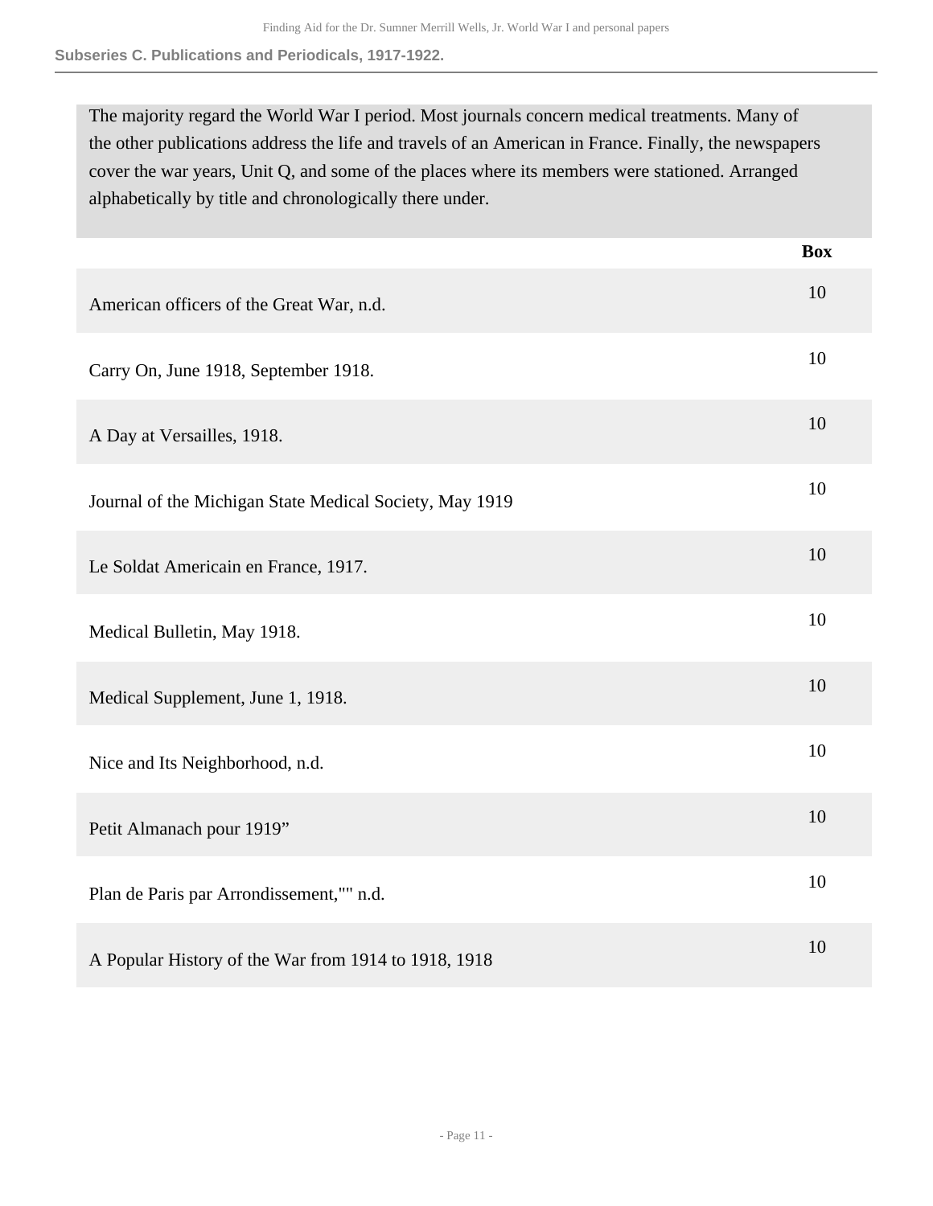### Subseries C. Publications and Periodicals, 1917-1922.

The majority regard the World War I period. Most journals concern medical treatments. Many of the other publications address the life and travels of an American in France. Finally, the newspapers cover the war years, Unit Q, and some of the places where its members were stationed. Arranged alphabetically by title and chronologically there under.

| | Box |
|---|---|
| American officers of the Great War, n.d. | 10 |
| Carry On, June 1918, September 1918. | 10 |
| A Day at Versailles, 1918. | 10 |
| Journal of the Michigan State Medical Society, May 1919 | 10 |
| Le Soldat Americain en France, 1917. | 10 |
| Medical Bulletin, May 1918. | 10 |
| Medical Supplement, June 1, 1918. | 10 |
| Nice and Its Neighborhood, n.d. | 10 |
| Petit Almanach pour 1919” | 10 |
| Plan de Paris par Arrondissement,"" n.d. | 10 |
| A Popular History of the War from 1914 to 1918, 1918 | 10 |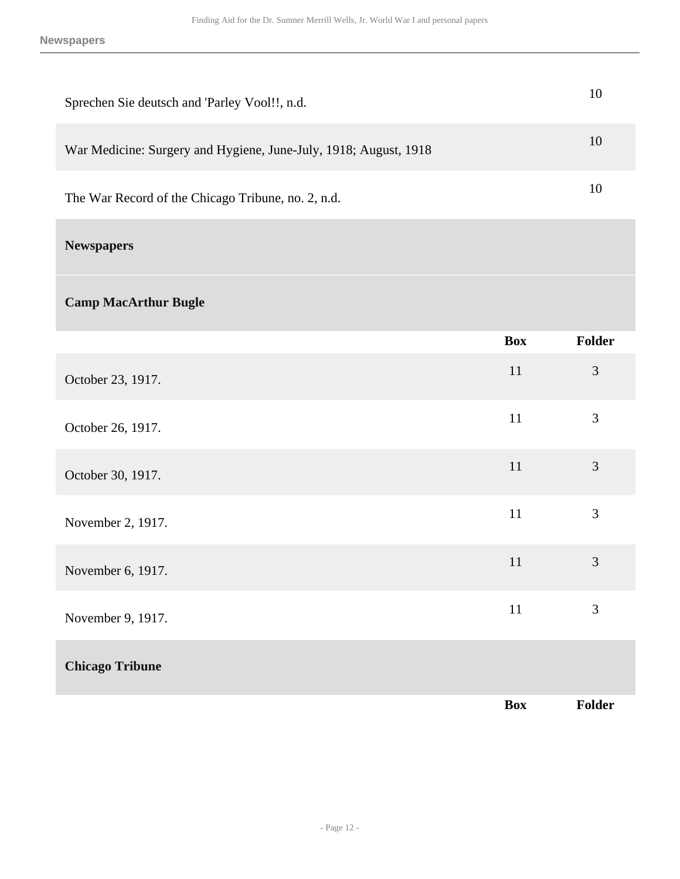| | Box | Folder |
|---|---|---|
| Sprechen Sie deutsch and 'Parley Vool!!, n.d. | | 10 |
| War Medicine: Surgery and Hygiene, June-July, 1918; August, 1918 | | 10 |
| The War Record of the Chicago Tribune, no. 2, n.d. | | 10 |

## Newspapers

### Camp MacArthur Bugle

| | Box | Folder |
|---|---|---|
| October 23, 1917. | 11 | 3 |
| October 26, 1917. | 11 | 3 |
| October 30, 1917. | 11 | 3 |
| November 2, 1917. | 11 | 3 |
| November 6, 1917. | 11 | 3 |
| November 9, 1917. | 11 | 3 |

### Chicago Tribune

| | Box | Folder |
|---|---|---|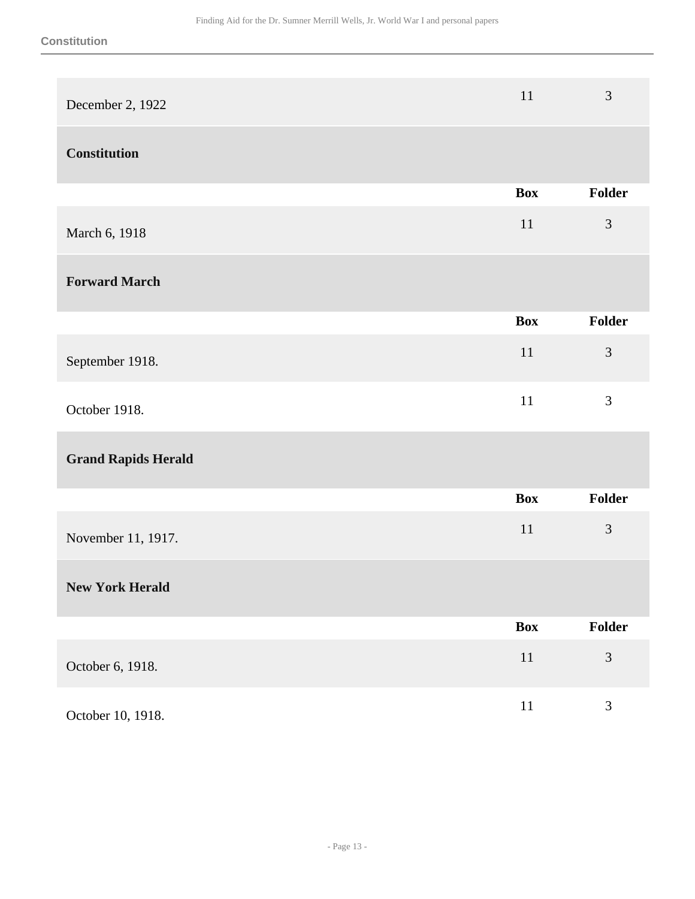| | Box | Folder |
|---|---|---|
| December 2, 1922 | 11 | 3 |

### Constitution

| | Box | Folder |
|---|---|---|
| March 6, 1918 | 11 | 3 |

### Forward March

| | Box | Folder |
|---|---|---|
| September 1918. | 11 | 3 |
| October 1918. | 11 | 3 |

### Grand Rapids Herald

| | Box | Folder |
|---|---|---|
| November 11, 1917. | 11 | 3 |

### New York Herald

| | Box | Folder |
|---|---|---|
| October 6, 1918. | 11 | 3 |
| October 10, 1918. | 11 | 3 |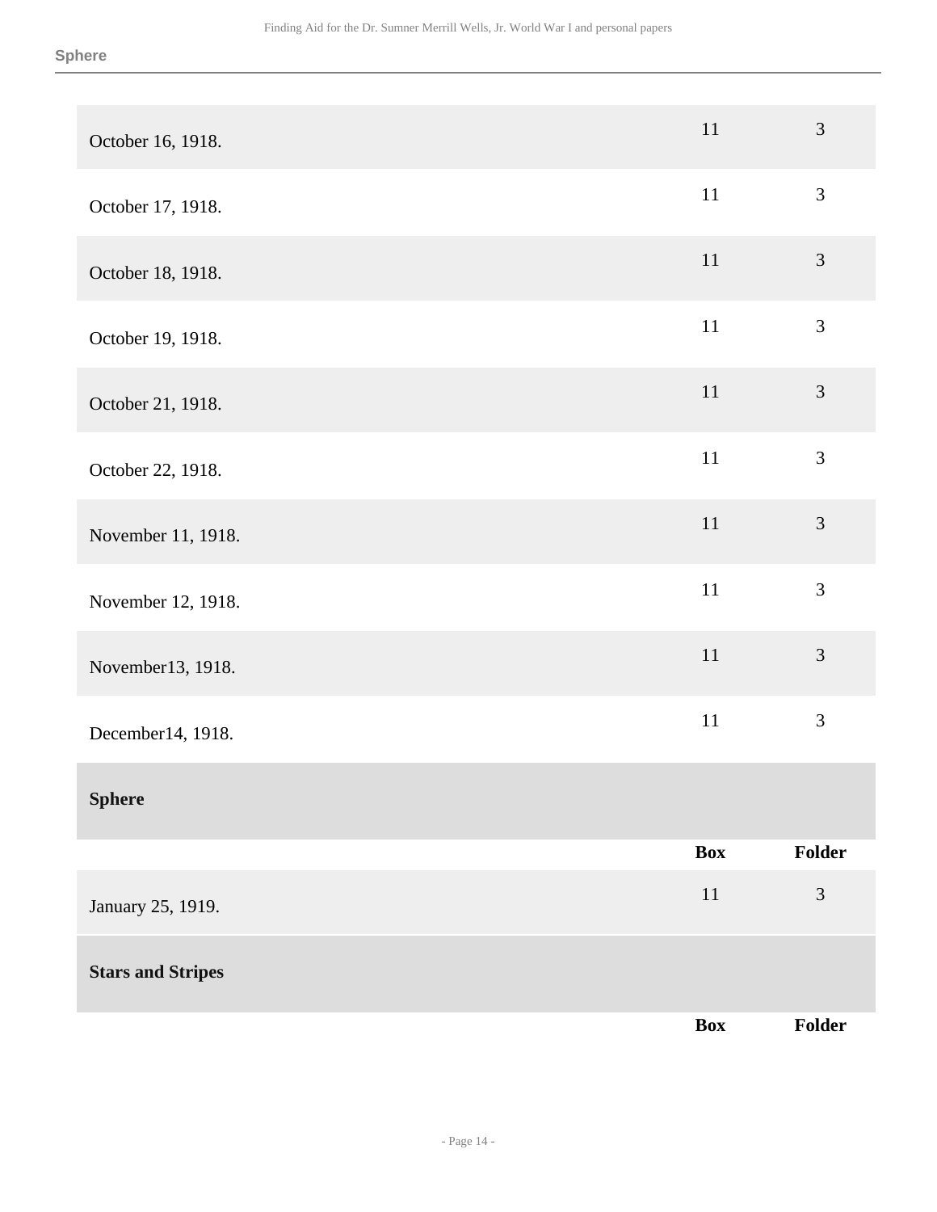| | Box | Folder |
|---|---|---|
| October 16, 1918. | 11 | 3 |
| October 17, 1918. | 11 | 3 |
| October 18, 1918. | 11 | 3 |
| October 19, 1918. | 11 | 3 |
| October 21, 1918. | 11 | 3 |
| October 22, 1918. | 11 | 3 |
| November 11, 1918. | 11 | 3 |
| November 12, 1918. | 11 | 3 |
| November13, 1918. | 11 | 3 |
| December14, 1918. | 11 | 3 |

**Sphere**

| | Box | Folder |
|---|---|---|
| January 25, 1919. | 11 | 3 |

**Stars and Stripes**

| | Box | Folder |
|---|---|---|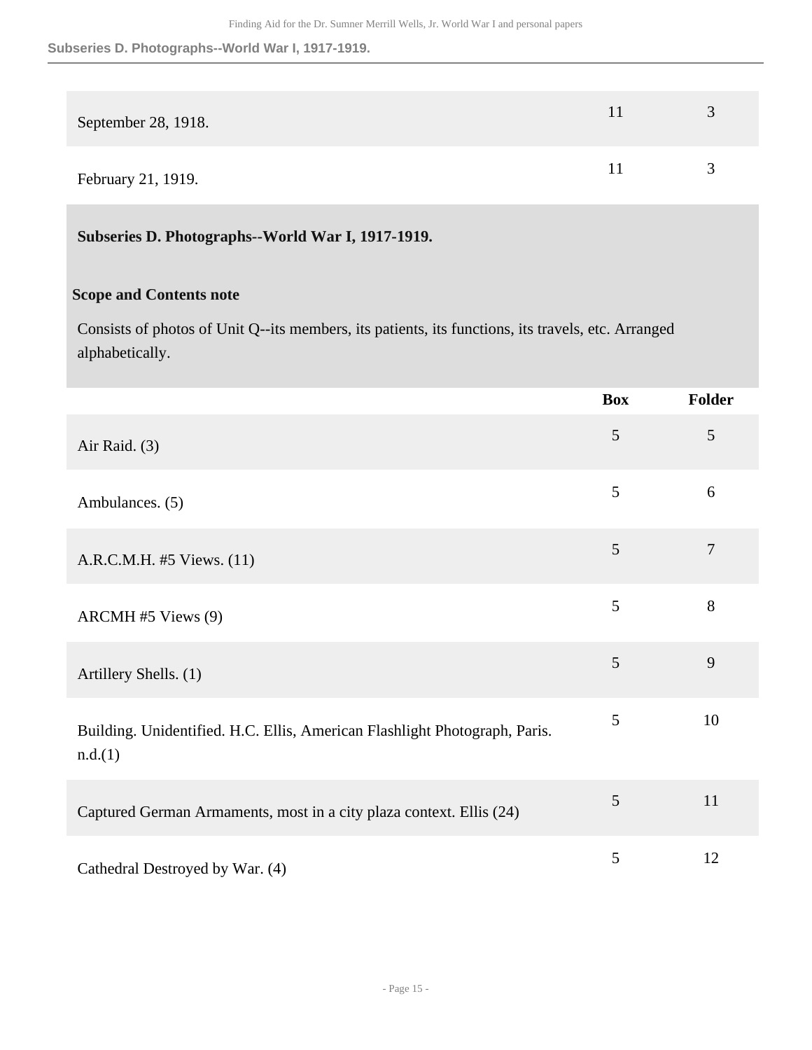| | Box | Folder |
|---|---|---|
| September 28, 1918. | 11 | 3 |
| February 21, 1919. | 11 | 3 |

### Subseries D. Photographs--World War I, 1917-1919.

**Scope and Contents note**

Consists of photos of Unit Q--its members, its patients, its functions, its travels, etc. Arranged alphabetically.

| | Box | Folder |
|---|---|---|
| Air Raid. (3) | 5 | 5 |
| Ambulances. (5) | 5 | 6 |
| A.R.C.M.H. #5 Views. (11) | 5 | 7 |
| ARCMH #5 Views (9) | 5 | 8 |
| Artillery Shells. (1) | 5 | 9 |
| Building. Unidentified. H.C. Ellis, American Flashlight Photograph, Paris. n.d.(1) | 5 | 10 |
| Captured German Armaments, most in a city plaza context. Ellis (24) | 5 | 11 |
| Cathedral Destroyed by War. (4) | 5 | 12 |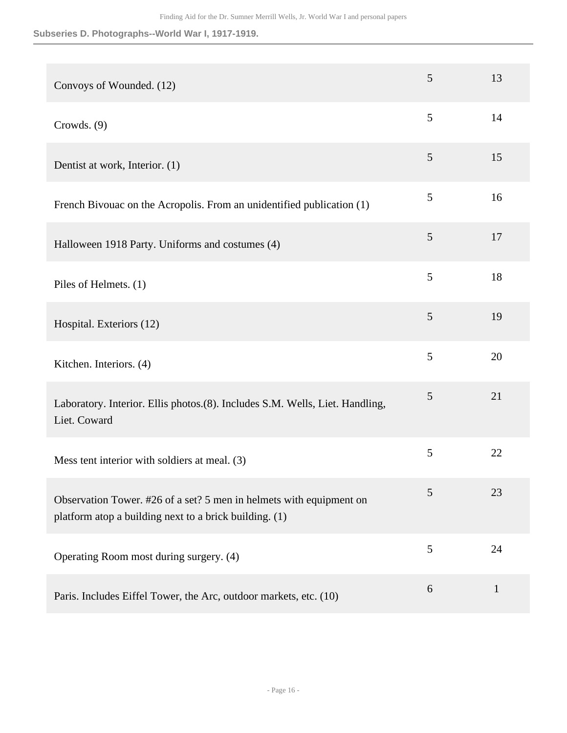**Subseries D. Photographs--World War I, 1917-1919.**

| | | |
|---|---|---|
| Convoys of Wounded. (12) | 5 | 13 |
| Crowds. (9) | 5 | 14 |
| Dentist at work, Interior. (1) | 5 | 15 |
| French Bivouac on the Acropolis. From an unidentified publication (1) | 5 | 16 |
| Halloween 1918 Party. Uniforms and costumes (4) | 5 | 17 |
| Piles of Helmets. (1) | 5 | 18 |
| Hospital. Exteriors (12) | 5 | 19 |
| Kitchen. Interiors. (4) | 5 | 20 |
| Laboratory. Interior. Ellis photos.(8). Includes S.M. Wells, Liet. Handling, Liet. Coward | 5 | 21 |
| Mess tent interior with soldiers at meal. (3) | 5 | 22 |
| Observation Tower. #26 of a set? 5 men in helmets with equipment on platform atop a building next to a brick building. (1) | 5 | 23 |
| Operating Room most during surgery. (4) | 5 | 24 |
| Paris. Includes Eiffel Tower, the Arc, outdoor markets, etc. (10) | 6 | 1 |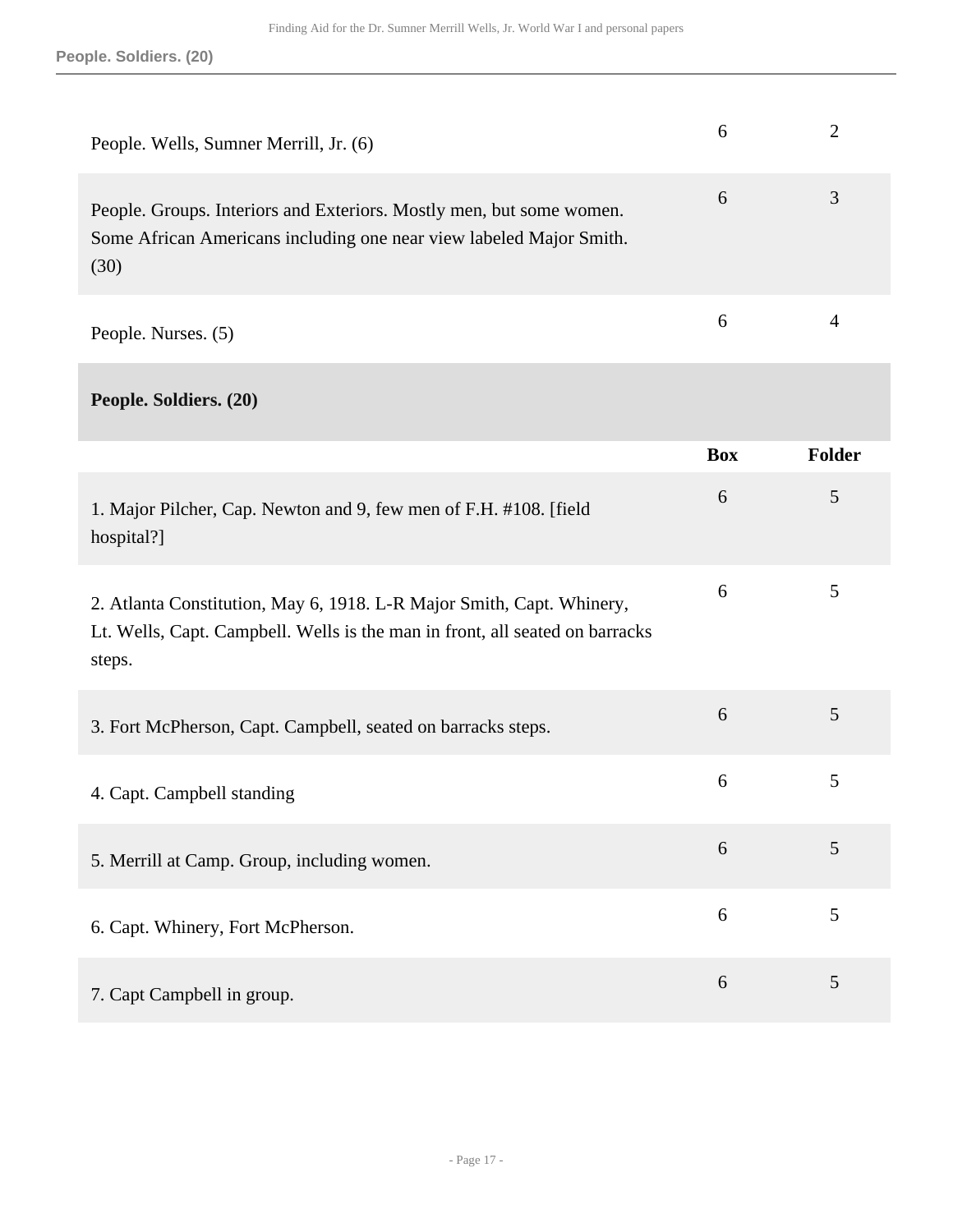| | Box | Folder |
|---|---|---|
| People. Wells, Sumner Merrill, Jr. (6) | 6 | 2 |
| People. Groups. Interiors and Exteriors. Mostly men, but some women. Some African Americans including one near view labeled Major Smith. (30) | 6 | 3 |
| People. Nurses. (5) | 6 | 4 |

### People. Soldiers. (20)

| | Box | Folder |
|---|---|---|
| 1. Major Pilcher, Cap. Newton and 9, few men of F.H. #108. [field hospital?] | 6 | 5 |
| 2. Atlanta Constitution, May 6, 1918. L-R Major Smith, Capt. Whinery, Lt. Wells, Capt. Campbell. Wells is the man in front, all seated on barracks steps. | 6 | 5 |
| 3. Fort McPherson, Capt. Campbell, seated on barracks steps. | 6 | 5 |
| 4. Capt. Campbell standing | 6 | 5 |
| 5. Merrill at Camp. Group, including women. | 6 | 5 |
| 6. Capt. Whinery, Fort McPherson. | 6 | 5 |
| 7. Capt Campbell in group. | 6 | 5 |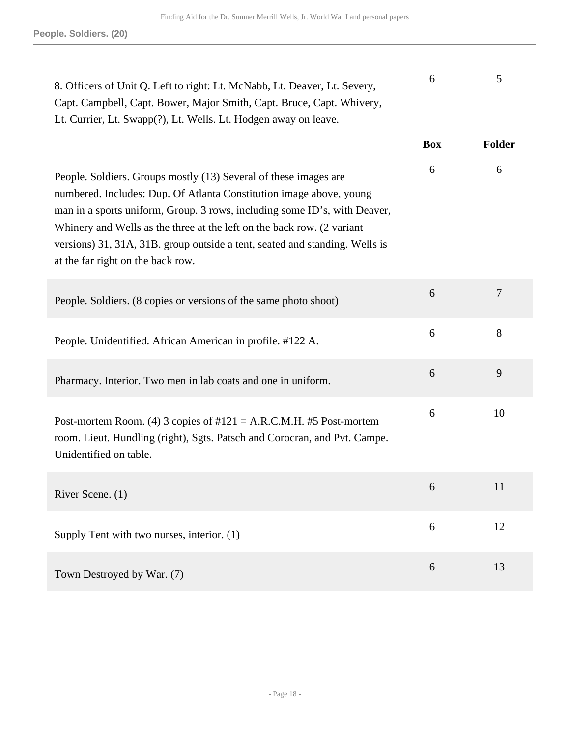| | Box | Folder |
|---|---|---|
| 8. Officers of Unit Q. Left to right: Lt. McNabb, Lt. Deaver, Lt. Severy, Capt. Campbell, Capt. Bower, Major Smith, Capt. Bruce, Capt. Whivery, Lt. Currier, Lt. Swapp(?), Lt. Wells. Lt. Hodgen away on leave. | 6 | 5 |

| | Box | Folder |
|---|---|---|
| People. Soldiers. Groups mostly (13) Several of these images are numbered. Includes: Dup. Of Atlanta Constitution image above, young man in a sports uniform, Group. 3 rows, including some ID's, with Deaver, Whinery and Wells as the three at the left on the back row. (2 variant versions) 31, 31A, 31B. group outside a tent, seated and standing. Wells is at the far right on the back row. | 6 | 6 |
| People. Soldiers. (8 copies or versions of the same photo shoot) | 6 | 7 |
| People. Unidentified. African American in profile. #122 A. | 6 | 8 |
| Pharmacy. Interior. Two men in lab coats and one in uniform. | 6 | 9 |
| Post-mortem Room. (4) 3 copies of #121 = A.R.C.M.H. #5 Post-mortem room. Lieut. Hundling (right), Sgts. Patsch and Corocran, and Pvt. Campe. Unidentified on table. | 6 | 10 |
| River Scene. (1) | 6 | 11 |
| Supply Tent with two nurses, interior. (1) | 6 | 12 |
| Town Destroyed by War. (7) | 6 | 13 |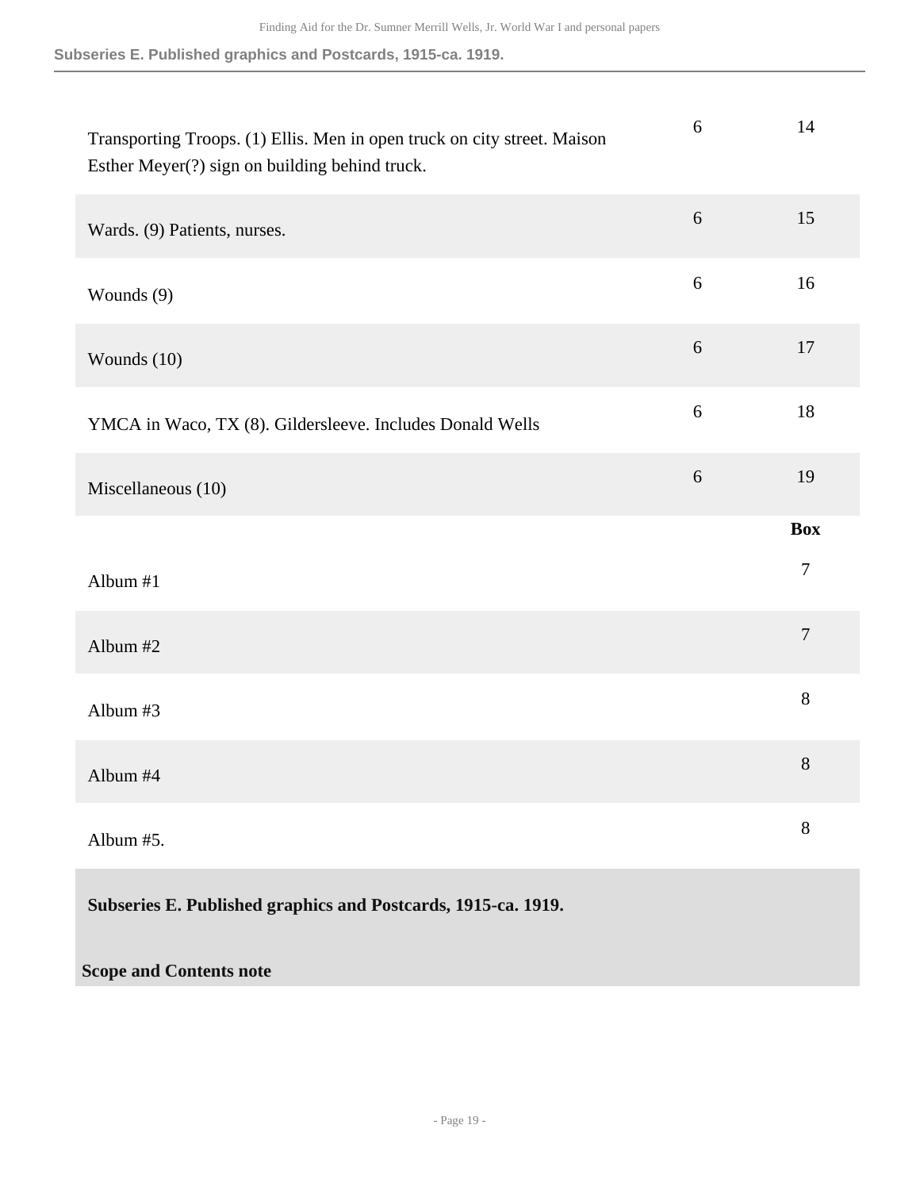| | | |
|---|---|---|
| Transporting Troops. (1) Ellis. Men in open truck on city street. Maison Esther Meyer(?) sign on building behind truck. | 6 | 14 |
| Wards. (9) Patients, nurses. | 6 | 15 |
| Wounds (9) | 6 | 16 |
| Wounds (10) | 6 | 17 |
| YMCA in Waco, TX (8). Gildersleeve. Includes Donald Wells | 6 | 18 |
| Miscellaneous (10) | 6 | 19 |

| | **Box** |
|---|---|
| Album #1 | 7 |
| Album #2 | 7 |
| Album #3 | 8 |
| Album #4 | 8 |
| Album #5. | 8 |

**Subseries E. Published graphics and Postcards, 1915-ca. 1919.**

**Scope and Contents note**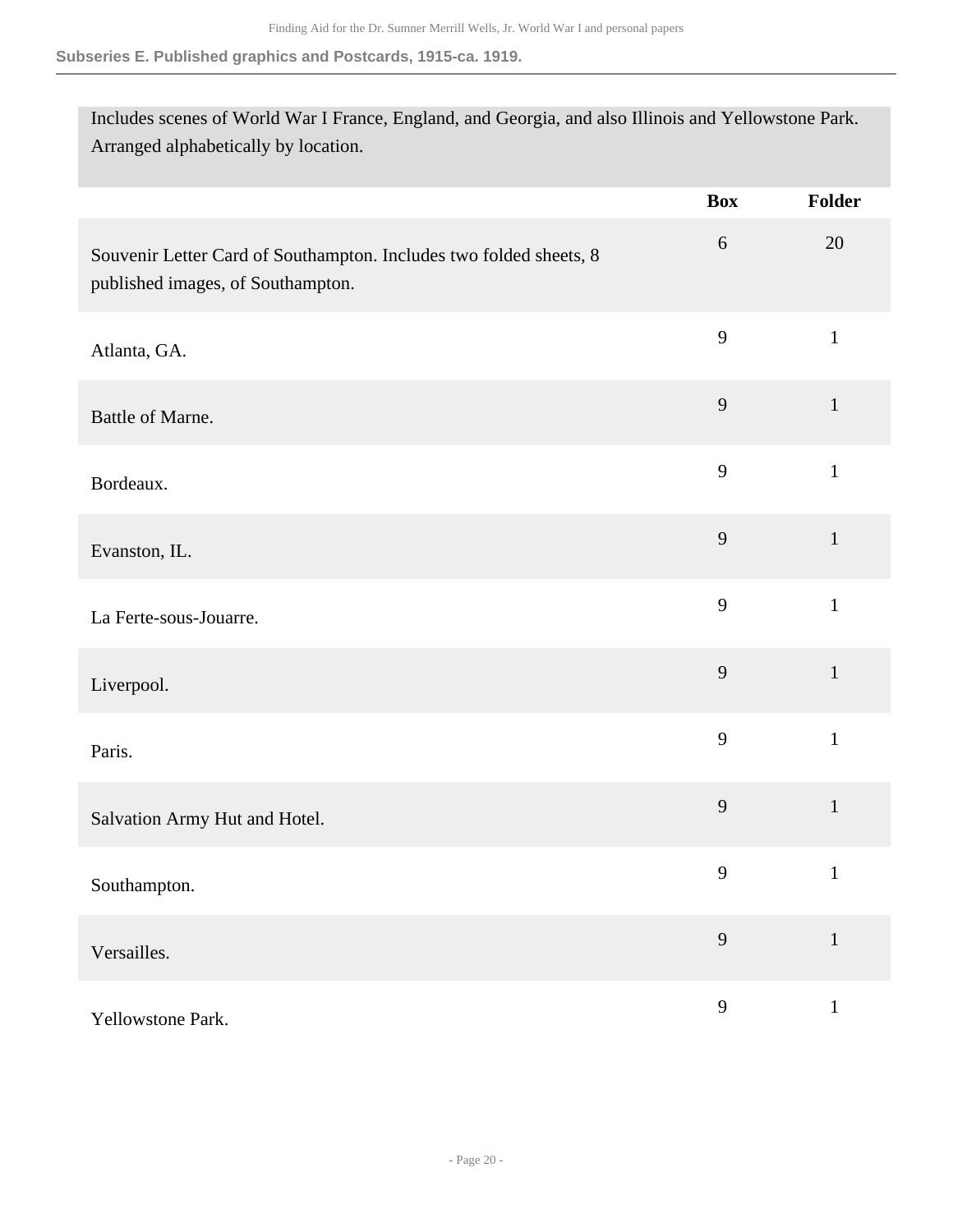### Subseries E. Published graphics and Postcards, 1915-ca. 1919.

Includes scenes of World War I France, England, and Georgia, and also Illinois and Yellowstone Park. Arranged alphabetically by location.

| | Box | Folder |
|---|---|---|
| Souvenir Letter Card of Southampton. Includes two folded sheets, 8 published images, of Southampton. | 6 | 20 |
| Atlanta, GA. | 9 | 1 |
| Battle of Marne. | 9 | 1 |
| Bordeaux. | 9 | 1 |
| Evanston, IL. | 9 | 1 |
| La Ferte-sous-Jouarre. | 9 | 1 |
| Liverpool. | 9 | 1 |
| Paris. | 9 | 1 |
| Salvation Army Hut and Hotel. | 9 | 1 |
| Southampton. | 9 | 1 |
| Versailles. | 9 | 1 |
| Yellowstone Park. | 9 | 1 |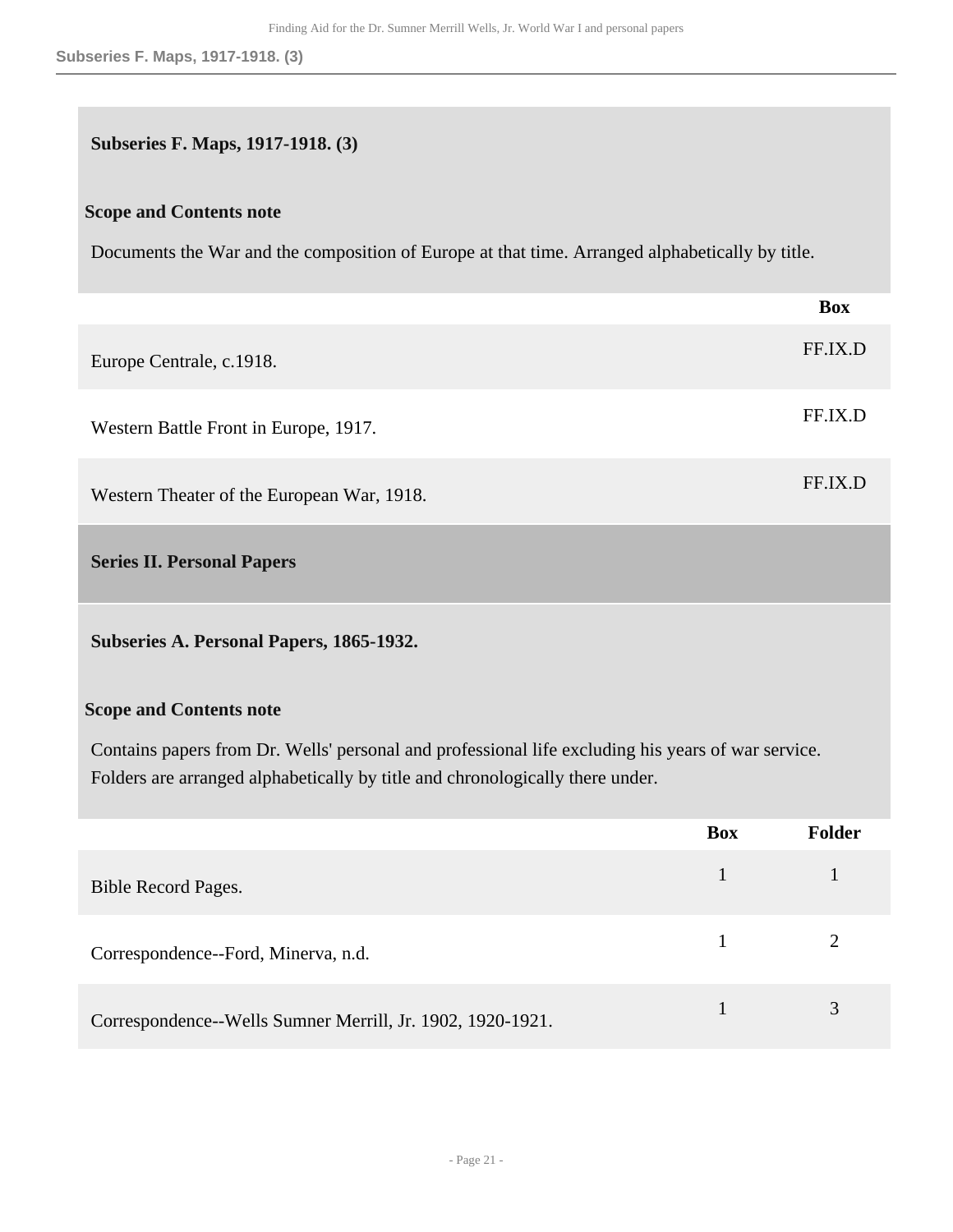### Subseries F. Maps, 1917-1918. (3)

**Scope and Contents note**

Documents the War and the composition of Europe at that time. Arranged alphabetically by title.

| | Box |
|---|---|
| Europe Centrale, c.1918. | FF.IX.D |
| Western Battle Front in Europe, 1917. | FF.IX.D |
| Western Theater of the European War, 1918. | FF.IX.D |

## Series II. Personal Papers

### Subseries A. Personal Papers, 1865-1932.

**Scope and Contents note**

Contains papers from Dr. Wells' personal and professional life excluding his years of war service. Folders are arranged alphabetically by title and chronologically there under.

| | Box | Folder |
|---|---|---|
| Bible Record Pages. | 1 | 1 |
| Correspondence--Ford, Minerva, n.d. | 1 | 2 |
| Correspondence--Wells Sumner Merrill, Jr. 1902, 1920-1921. | 1 | 3 |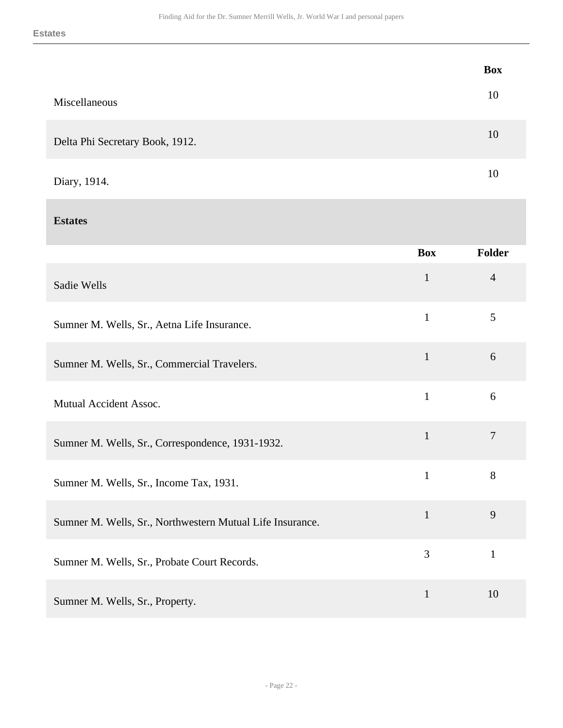| | Box |
|---|---|
| Miscellaneous | 10 |
| Delta Phi Secretary Book, 1912. | 10 |
| Diary, 1914. | 10 |

## Estates

| | Box | Folder |
|---|---|---|
| Sadie Wells | 1 | 4 |
| Sumner M. Wells, Sr., Aetna Life Insurance. | 1 | 5 |
| Sumner M. Wells, Sr., Commercial Travelers. | 1 | 6 |
| Mutual Accident Assoc. | 1 | 6 |
| Sumner M. Wells, Sr., Correspondence, 1931-1932. | 1 | 7 |
| Sumner M. Wells, Sr., Income Tax, 1931. | 1 | 8 |
| Sumner M. Wells, Sr., Northwestern Mutual Life Insurance. | 1 | 9 |
| Sumner M. Wells, Sr., Probate Court Records. | 3 | 1 |
| Sumner M. Wells, Sr., Property. | 1 | 10 |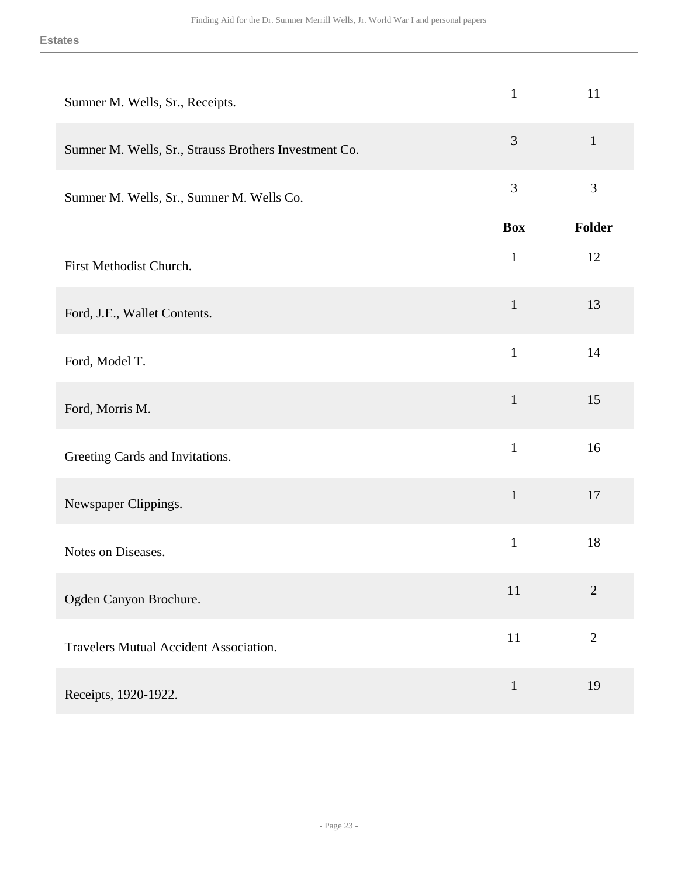| | | |
|---|---|---|
| Sumner M. Wells, Sr., Receipts. | 1 | 11 |
| Sumner M. Wells, Sr., Strauss Brothers Investment Co. | 3 | 1 |
| Sumner M. Wells, Sr., Sumner M. Wells Co. | 3 | 3 |

| | Box | Folder |
|---|---|---|
| First Methodist Church. | 1 | 12 |
| Ford, J.E., Wallet Contents. | 1 | 13 |
| Ford, Model T. | 1 | 14 |
| Ford, Morris M. | 1 | 15 |
| Greeting Cards and Invitations. | 1 | 16 |
| Newspaper Clippings. | 1 | 17 |
| Notes on Diseases. | 1 | 18 |
| Ogden Canyon Brochure. | 11 | 2 |
| Travelers Mutual Accident Association. | 11 | 2 |
| Receipts, 1920-1922. | 1 | 19 |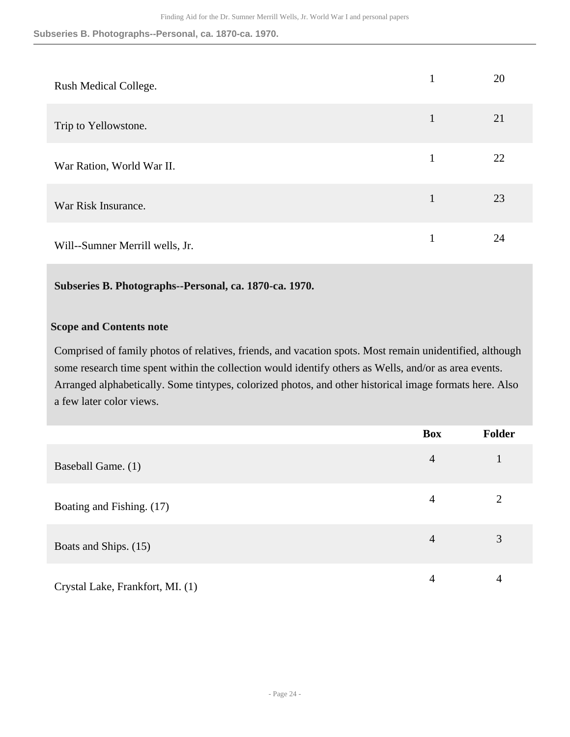| | Box | Folder |
|---|---|---|
| Rush Medical College. | 1 | 20 |
| Trip to Yellowstone. | 1 | 21 |
| War Ration, World War II. | 1 | 22 |
| War Risk Insurance. | 1 | 23 |
| Will--Sumner Merrill wells, Jr. | 1 | 24 |

### Subseries B. Photographs--Personal, ca. 1870-ca. 1970.

**Scope and Contents note**

Comprised of family photos of relatives, friends, and vacation spots. Most remain unidentified, although some research time spent within the collection would identify others as Wells, and/or as area events. Arranged alphabetically. Some tintypes, colorized photos, and other historical image formats here. Also a few later color views.

| | Box | Folder |
|---|---|---|
| Baseball Game. (1) | 4 | 1 |
| Boating and Fishing. (17) | 4 | 2 |
| Boats and Ships. (15) | 4 | 3 |
| Crystal Lake, Frankfort, MI. (1) | 4 | 4 |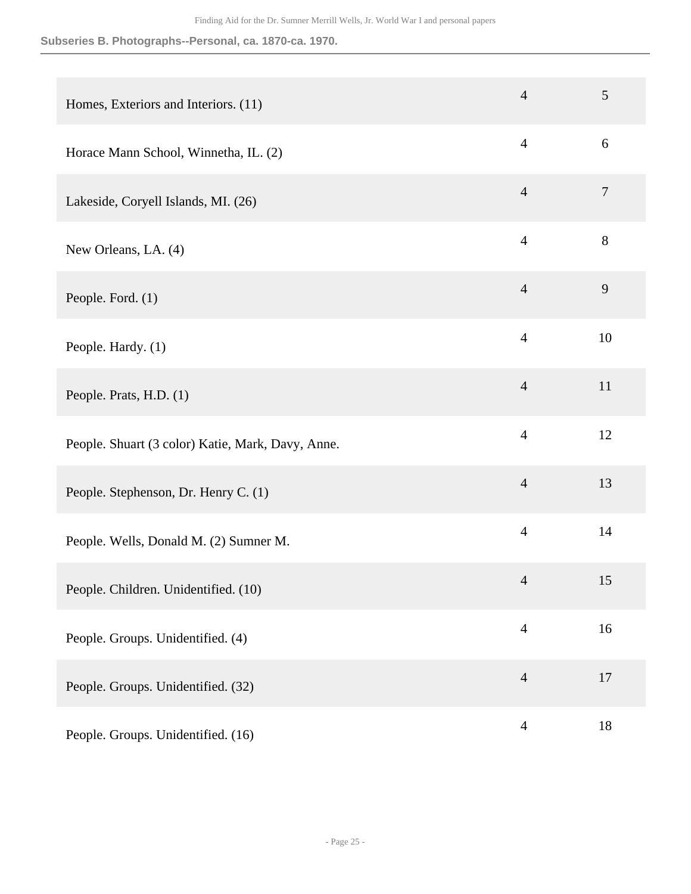Subseries B. Photographs--Personal, ca. 1870-ca. 1970.

| | | |
|---|---|---|
| Homes, Exteriors and Interiors. (11) | 4 | 5 |
| Horace Mann School, Winnetha, IL. (2) | 4 | 6 |
| Lakeside, Coryell Islands, MI. (26) | 4 | 7 |
| New Orleans, LA. (4) | 4 | 8 |
| People. Ford. (1) | 4 | 9 |
| People. Hardy. (1) | 4 | 10 |
| People. Prats, H.D. (1) | 4 | 11 |
| People. Shuart (3 color) Katie, Mark, Davy, Anne. | 4 | 12 |
| People. Stephenson, Dr. Henry C. (1) | 4 | 13 |
| People. Wells, Donald M. (2) Sumner M. | 4 | 14 |
| People. Children. Unidentified. (10) | 4 | 15 |
| People. Groups. Unidentified. (4) | 4 | 16 |
| People. Groups. Unidentified. (32) | 4 | 17 |
| People. Groups. Unidentified. (16) | 4 | 18 |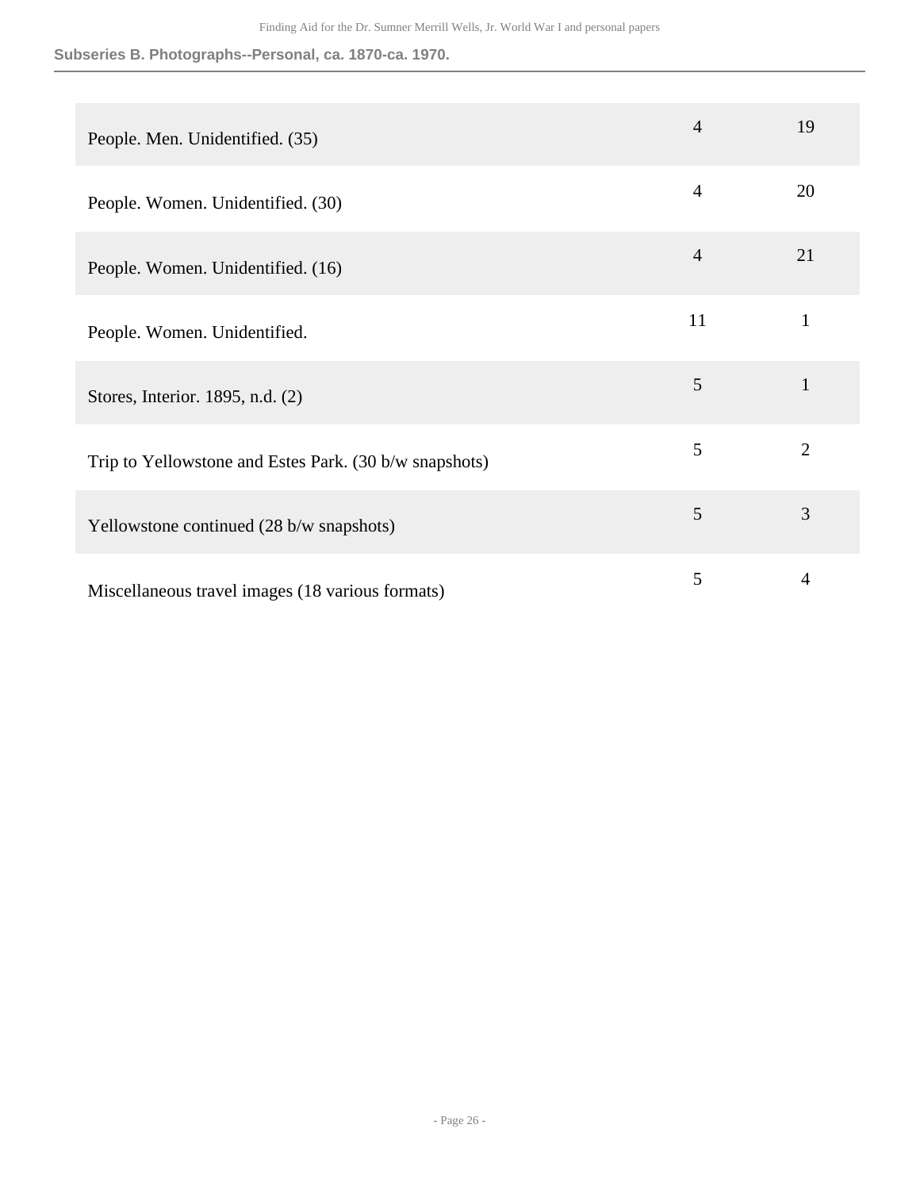Subseries B. Photographs--Personal, ca. 1870-ca. 1970.

| | | |
|---|---|---|
| People. Men. Unidentified. (35) | 4 | 19 |
| People. Women. Unidentified. (30) | 4 | 20 |
| People. Women. Unidentified. (16) | 4 | 21 |
| People. Women. Unidentified. | 11 | 1 |
| Stores, Interior. 1895, n.d. (2) | 5 | 1 |
| Trip to Yellowstone and Estes Park. (30 b/w snapshots) | 5 | 2 |
| Yellowstone continued (28 b/w snapshots) | 5 | 3 |
| Miscellaneous travel images (18 various formats) | 5 | 4 |